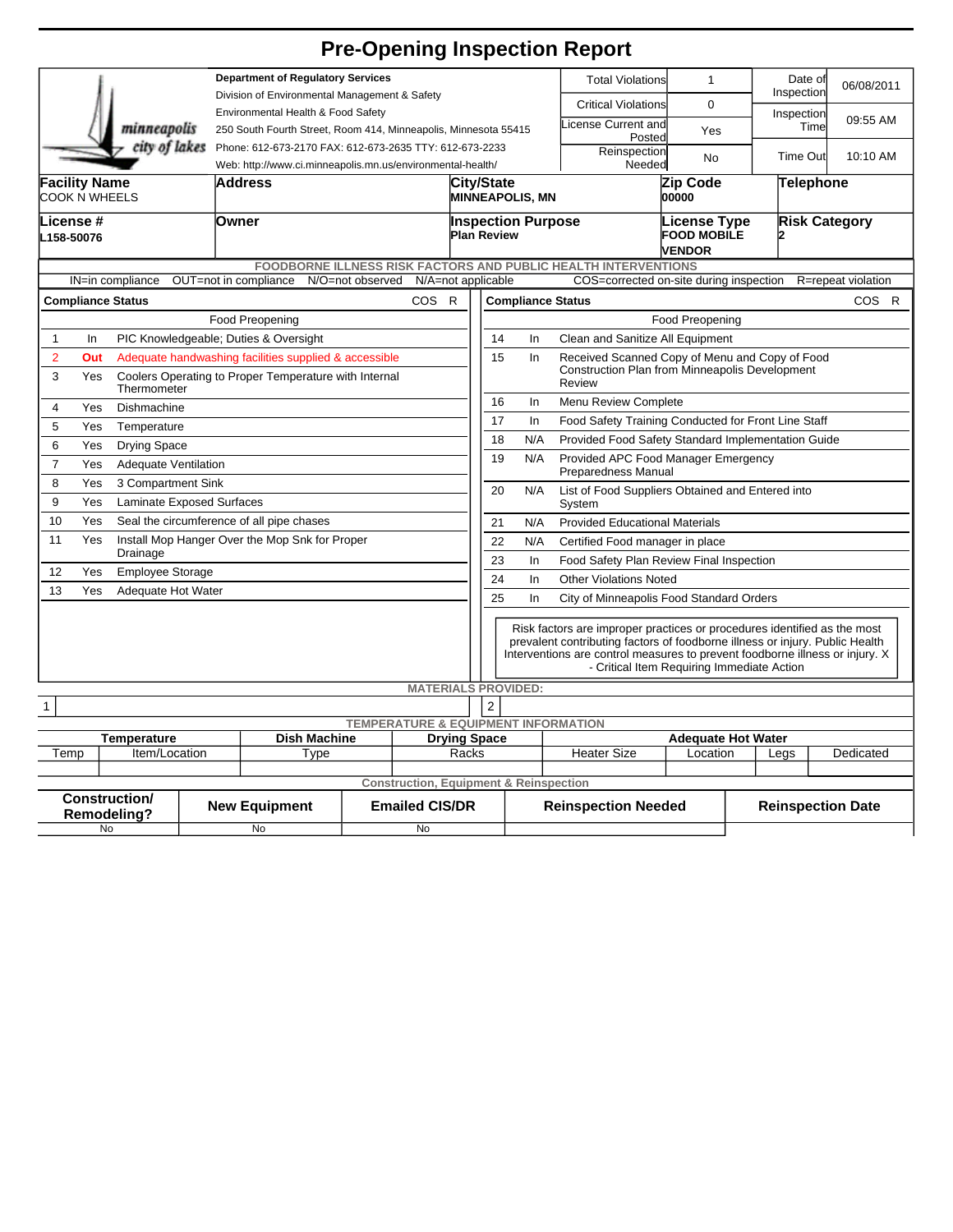# Pre-Opening Inspection Report

minneapolis city of lakes

**Department of Regulatory Services**
Division of Environmental Management & Safety
Environmental Health & Food Safety
250 South Fourth Street, Room 414, Minneapolis, Minnesota 55415
Phone: 612-673-2170 FAX: 612-673-2635 TTY: 612-673-2233
Web: http://www.ci.minneapolis.mn.us/environmental-health/

| | | | |
|---|---|---|---|
| Total Violations | 1 | Date of Inspection | 06/08/2011 |
| Critical Violations | 0 | Inspection Time | 09:55 AM |
| License Current and Posted | Yes | | |
| Reinspection Needed | No | Time Out | 10:10 AM |

| Facility Name | Address | City/State | Zip Code | Telephone |
|---|---|---|---|---|
| COOK N WHEELS | | MINNEAPOLIS, MN | 00000 | |

| License # | Owner | Inspection Purpose | License Type | Risk Category |
|---|---|---|---|---|
| L158-50076 | | Plan Review | FOOD MOBILE VENDOR | 2 |

**FOODBORNE ILLNESS RISK FACTORS AND PUBLIC HEALTH INTERVENTIONS**

IN=in compliance OUT=not in compliance N/O=not observed N/A=not applicable COS=corrected on-site during inspection R=repeat violation

| # | Compliance Status | Food Preopening | COS | R |
|---|---|---|---|---|
| 1 | In | PIC Knowledgeable; Duties & Oversight | | |
| 2 | **Out** | Adequate handwashing facilities supplied & accessible | | |
| 3 | Yes | Coolers Operating to Proper Temperature with Internal Thermometer | | |
| 4 | Yes | Dishmachine | | |
| 5 | Yes | Temperature | | |
| 6 | Yes | Drying Space | | |
| 7 | Yes | Adequate Ventilation | | |
| 8 | Yes | 3 Compartment Sink | | |
| 9 | Yes | Laminate Exposed Surfaces | | |
| 10 | Yes | Seal the circumference of all pipe chases | | |
| 11 | Yes | Install Mop Hanger Over the Mop Snk for Proper Drainage | | |
| 12 | Yes | Employee Storage | | |
| 13 | Yes | Adequate Hot Water | | |
| 14 | In | Clean and Sanitize All Equipment | | |
| 15 | In | Received Scanned Copy of Menu and Copy of Food Construction Plan from Minneapolis Development Review | | |
| 16 | In | Menu Review Complete | | |
| 17 | In | Food Safety Training Conducted for Front Line Staff | | |
| 18 | N/A | Provided Food Safety Standard Implementation Guide | | |
| 19 | N/A | Provided APC Food Manager Emergency Preparedness Manual | | |
| 20 | N/A | List of Food Suppliers Obtained and Entered into System | | |
| 21 | N/A | Provided Educational Materials | | |
| 22 | N/A | Certified Food manager in place | | |
| 23 | In | Food Safety Plan Review Final Inspection | | |
| 24 | In | Other Violations Noted | | |
| 25 | In | City of Minneapolis Food Standard Orders | | |

Risk factors are improper practices or procedures identified as the most prevalent contributing factors of foodborne illness or injury. Public Health Interventions are control measures to prevent foodborne illness or injury. X - Critical Item Requiring Immediate Action

**MATERIALS PROVIDED:**

| 1 | | 2 | |
|---|---|---|---|

**TEMPERATURE & EQUIPMENT INFORMATION**

| Temperature | | Dish Machine | Drying Space | Adequate Hot Water | | | |
|---|---|---|---|---|---|---|---|
| Temp | Item/Location | Type | Racks | Heater Size | Location | Legs | Dedicated |
| | | | | | | | |

**Construction, Equipment & Reinspection**

| Construction/ Remodeling? | New Equipment | Emailed CIS/DR | Reinspection Needed | Reinspection Date |
|---|---|---|---|---|
| No | No | No | | |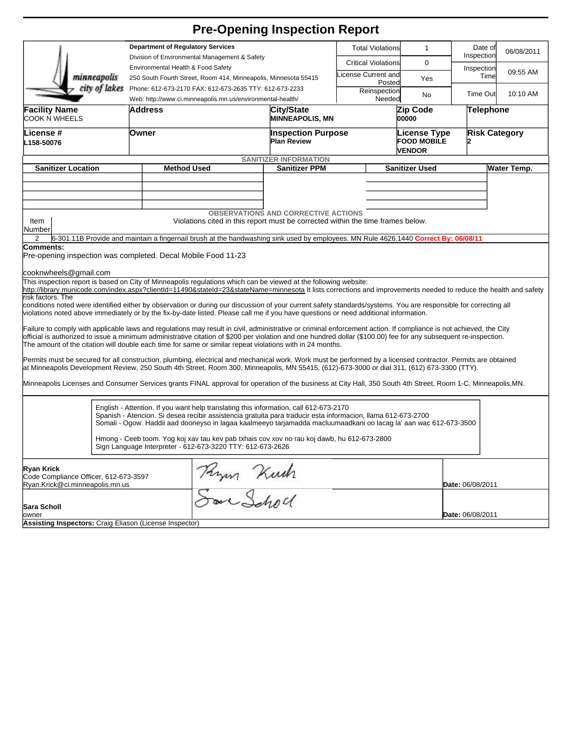# Pre-Opening Inspection Report

| | | | | | |
|---|---|---|---|---|---|
| minneapolis city of lakes | **Department of Regulatory Services**<br>Division of Environmental Management & Safety<br>Environmental Health & Food Safety<br>250 South Fourth Street, Room 414, Minneapolis, Minnesota 55415<br>Phone: 612-673-2170 FAX: 612-673-2635 TTY: 612-673-2233<br>Web: http://www.ci.minneapolis.mn.us/environmental-health/ | Total Violations | 1 | Date of Inspection | 06/08/2011 |
| | | Critical Violations | 0 | Inspection Time | 09:55 AM |
| | | License Current and Posted | Yes | | |
| | | Reinspection Needed | No | Time Out | 10:10 AM |

| Facility Name | Address | City/State | Zip Code | Telephone |
|---|---|---|---|---|
| COOK N WHEELS | | MINNEAPOLIS, MN | 00000 | |

| License # | Owner | Inspection Purpose | License Type | Risk Category |
|---|---|---|---|---|
| L158-50076 | | Plan Review | FOOD MOBILE VENDOR | 2 |

**SANITIZER INFORMATION**

| Sanitizer Location | Method Used | Sanitizer PPM | Sanitizer Used | Water Temp. |
|---|---|---|---|---|
| | | | | |
| | | | | |
| | | | | |
| | | | | |

**OBSERVATIONS AND CORRECTIVE ACTIONS**

Violations cited in this report must be corrected within the time frames below.

| Item Number | |
|---|---|
| 2 | 6-301.11B Provide and maintain a fingernail brush at the handwashing sink used by employees. MN Rule 4626.1440 **Correct By: 06/08/11** |

**Comments:**

Pre-opening inspection was completed. Decal Mobile Food 11-23

cooknwheels@gmail.com

This inspection report is based on City of Minneapolis regulations which can be viewed at the following website: http://library.municode.com/index.aspx?clientId=11490&stateId=23&stateName=minnesota It lists corrections and improvements needed to reduce the health and safety risk factors. The conditions noted were identified either by observation or during our discussion of your current safety standards/systems. You are responsible for correcting all violations noted above immediately or by the fix-by-date listed. Please call me if you have questions or need additional information.

Failure to comply with applicable laws and regulations may result in civil, administrative or criminal enforcement action. If compliance is not achieved, the City official is authorized to issue a minimum administrative citation of $200 per violation and one hundred dollar ($100.00) fee for any subsequent re-inspection. The amount of the citation will double each time for same or similar repeat violations with in 24 months.

Permits must be secured for all construction, plumbing, electrical and mechanical work. Work must be performed by a licensed contractor. Permits are obtained at Minneapolis Development Review, 250 South 4th Street, Room 300, Minneapolis, MN 55415, (612)-673-3000 or dial 311, (612) 673-3300 (TTY).

Minneapolis Licenses and Consumer Services grants FINAL approval for operation of the business at City Hall, 350 South 4th Street, Room 1-C, Minneapolis,MN.

English - Attention. If you want help translating this information, call 612-673-2170
Spanish - Atencion. Si desea recibir assistencia gratuita para traducir esta informacion, llama 612-673-2700
Somali - Ogow. Haddii aad dooneyso in lagaa kaalmeeyo tarjamadda macluumaadkani oo lacag la' aan wac 612-673-3500

Hmong - Ceeb toom. Yog koj xav tau kev pab txhais cov xov no rau koj dawb, hu 612-673-2800
Sign Language Interpreter - 612-673-3220 TTY: 612-673-2626

**Ryan Krick**
Code Compliance Officer, 612-673-3597
Ryan.Krick@ci.minneapolis.mn.us
Ryan Krick
**Date:** 06/08/2011

**Sara Scholl**
owner
Sara Scholl
**Date:** 06/08/2011

**Assisting Inspectors:** Craig Eliason (License Inspector)